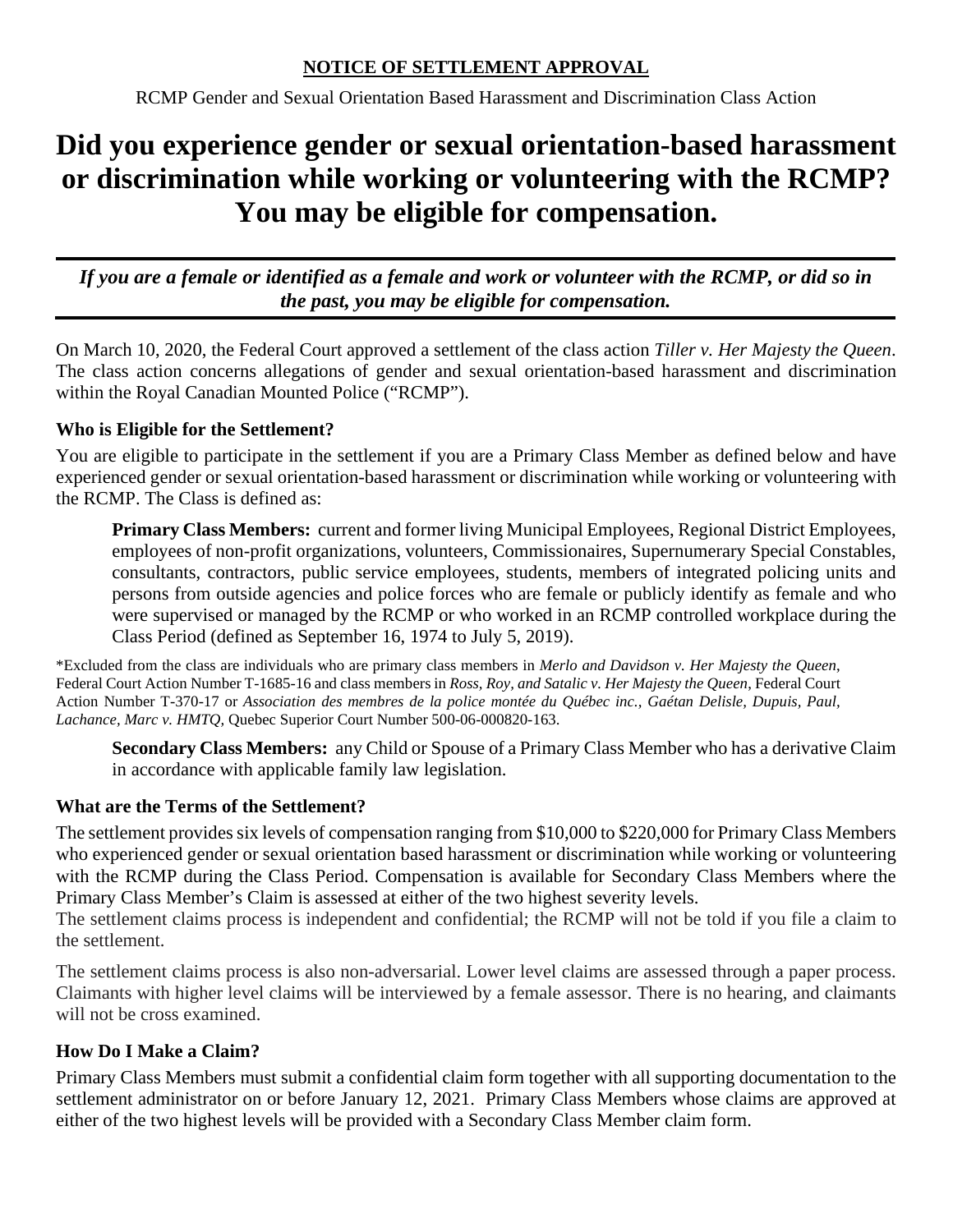**NOTICE OF SETTLEMENT APPROVAL**

RCMP Gender and Sexual Orientation Based Harassment and Discrimination Class Action

# Did you experience gender or sexual orientation-based harassment or discrimination while working or volunteering with the RCMP? You may be eligible for compensation.

***If you are a female or identified as a female and work or volunteer with the RCMP, or did so in the past, you may be eligible for compensation.***

On March 10, 2020, the Federal Court approved a settlement of the class action *Tiller v. Her Majesty the Queen*. The class action concerns allegations of gender and sexual orientation-based harassment and discrimination within the Royal Canadian Mounted Police ("RCMP").

### Who is Eligible for the Settlement?

You are eligible to participate in the settlement if you are a Primary Class Member as defined below and have experienced gender or sexual orientation-based harassment or discrimination while working or volunteering with the RCMP. The Class is defined as:

> **Primary Class Members:** current and former living Municipal Employees, Regional District Employees, employees of non-profit organizations, volunteers, Commissionaires, Supernumerary Special Constables, consultants, contractors, public service employees, students, members of integrated policing units and persons from outside agencies and police forces who are female or publicly identify as female and who were supervised or managed by the RCMP or who worked in an RCMP controlled workplace during the Class Period (defined as September 16, 1974 to July 5, 2019).

*Excluded from the class are individuals who are primary class members in *Merlo and Davidson v. Her Majesty the Queen*, Federal Court Action Number T-1685-16 and class members in *Ross, Roy, and Satalic v. Her Majesty the Queen*, Federal Court Action Number T-370-17 or *Association des membres de la police montée du Québec inc., Gaétan Delisle, Dupuis, Paul, Lachance, Marc v. HMTQ*, Quebec Superior Court Number 500-06-000820-163.

> **Secondary Class Members:** any Child or Spouse of a Primary Class Member who has a derivative Claim in accordance with applicable family law legislation.

### What are the Terms of the Settlement?

The settlement provides six levels of compensation ranging from $10,000 to $220,000 for Primary Class Members who experienced gender or sexual orientation based harassment or discrimination while working or volunteering with the RCMP during the Class Period. Compensation is available for Secondary Class Members where the Primary Class Member's Claim is assessed at either of the two highest severity levels.

The settlement claims process is independent and confidential; the RCMP will not be told if you file a claim to the settlement.

The settlement claims process is also non-adversarial. Lower level claims are assessed through a paper process. Claimants with higher level claims will be interviewed by a female assessor. There is no hearing, and claimants will not be cross examined.

### How Do I Make a Claim?

Primary Class Members must submit a confidential claim form together with all supporting documentation to the settlement administrator on or before January 12, 2021. Primary Class Members whose claims are approved at either of the two highest levels will be provided with a Secondary Class Member claim form.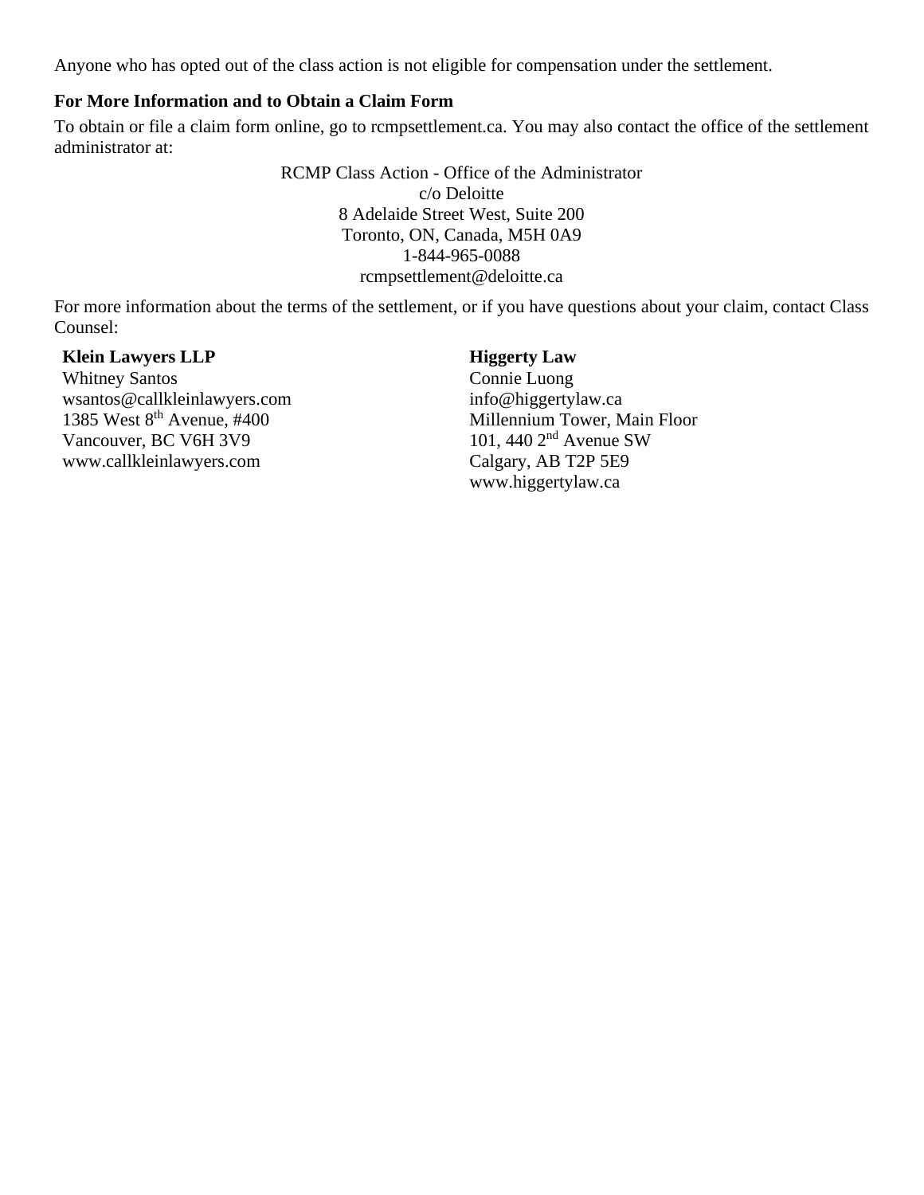Anyone who has opted out of the class action is not eligible for compensation under the settlement.

**For More Information and to Obtain a Claim Form**

To obtain or file a claim form online, go to rcmpsettlement.ca. You may also contact the office of the settlement administrator at:

RCMP Class Action - Office of the Administrator
c/o Deloitte
8 Adelaide Street West, Suite 200
Toronto, ON, Canada, M5H 0A9
1-844-965-0088
rcmpsettlement@deloitte.ca

For more information about the terms of the settlement, or if you have questions about your claim, contact Class Counsel:

**Klein Lawyers LLP**
Whitney Santos
wsantos@callkleinlawyers.com
1385 West 8th Avenue, #400
Vancouver, BC V6H 3V9
www.callkleinlawyers.com

**Higgerty Law**
Connie Luong
info@higgertylaw.ca
Millennium Tower, Main Floor
101, 440 2nd Avenue SW
Calgary, AB T2P 5E9
www.higgertylaw.ca